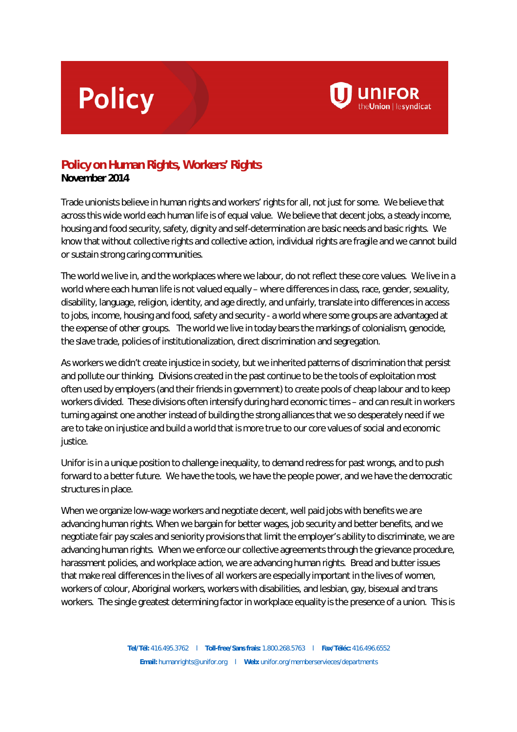# Policy

## Policy on Human Rights, Workers' Rights

**November 2014**

Trade unionists believe in human rights and workers' rights for all, not just for some. We believe that across this wide world each human life is of equal value. We believe that decent jobs, a steady income, housing and food security, safety, dignity and self-determination are basic needs and basic rights. We know that without collective rights and collective action, individual rights are fragile and we cannot build or sustain strong caring communities.

The world we live in, and the workplaces where we labour, do not reflect these core values. We live in a world where each human life is not valued equally – where differences in class, race, gender, sexuality, disability, language, religion, identity, and age directly, and unfairly, translate into differences in access to jobs, income, housing and food, safety and security - a world where some groups are advantaged at the expense of other groups. The world we live in today bears the markings of colonialism, genocide, the slave trade, policies of institutionalization, direct discrimination and segregation.

As workers we didn't create injustice in society, but we inherited patterns of discrimination that persist and pollute our thinking. Divisions created in the past continue to be the tools of exploitation most often used by employers (and their friends in government) to create pools of cheap labour and to keep workers divided. These divisions often intensify during hard economic times – and can result in workers turning against one another instead of building the strong alliances that we so desperately need if we are to take on injustice and build a world that is more true to our core values of social and economic justice.

Unifor is in a unique position to challenge inequality, to demand redress for past wrongs, and to push forward to a better future. We have the tools, we have the people power, and we have the democratic structures in place.

When we organize low-wage workers and negotiate decent, well paid jobs with benefits we are advancing human rights. When we bargain for better wages, job security and better benefits, and we negotiate fair pay scales and seniority provisions that limit the employer's ability to discriminate, we are advancing human rights. When we enforce our collective agreements through the grievance procedure, harassment policies, and workplace action, we are advancing human rights. Bread and butter issues that make real differences in the lives of all workers are especially important in the lives of women, workers of colour, Aboriginal workers, workers with disabilities, and lesbian, gay, bisexual and trans workers. The single greatest determining factor in workplace equality is the presence of a union. This is

**Tel/Tél:** 416.495.3762 | **Toll-free/Sans frais:** 1.800.268.5763 | **Fax/Téléc:** 416.496.6552

**Email:** humanrights@unifor.org | **Web:** unifor.org/memberservieces/departments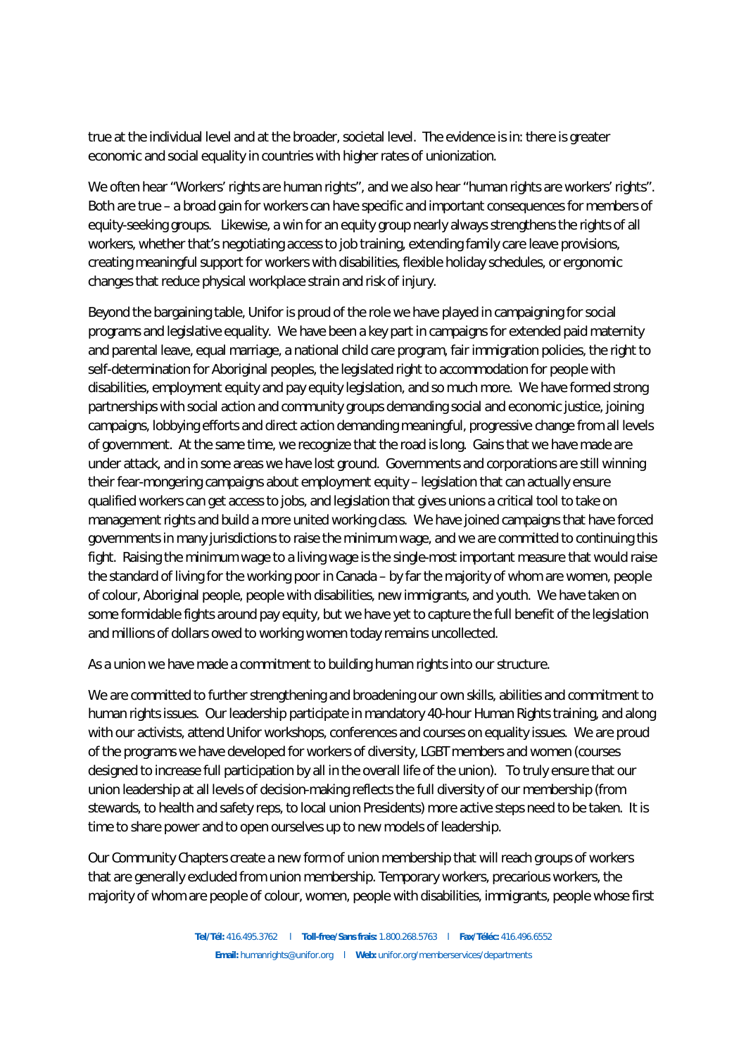true at the individual level and at the broader, societal level. The evidence is in: there is greater economic and social equality in countries with higher rates of unionization.

We often hear "Workers' rights are human rights", and we also hear "human rights are workers' rights". Both are true – a broad gain for workers can have specific and important consequences for members of equity-seeking groups. Likewise, a win for an equity group nearly always strengthens the rights of all workers, whether that's negotiating access to job training, extending family care leave provisions, creating meaningful support for workers with disabilities, flexible holiday schedules, or ergonomic changes that reduce physical workplace strain and risk of injury.

Beyond the bargaining table, Unifor is proud of the role we have played in campaigning for social programs and legislative equality. We have been a key part in campaigns for extended paid maternity and parental leave, equal marriage, a national child care program, fair immigration policies, the right to self-determination for Aboriginal peoples, the legislated right to accommodation for people with disabilities, employment equity and pay equity legislation, and so much more. We have formed strong partnerships with social action and community groups demanding social and economic justice, joining campaigns, lobbying efforts and direct action demanding meaningful, progressive change from all levels of government. At the same time, we recognize that the road is long. Gains that we have made are under attack, and in some areas we have lost ground. Governments and corporations are still winning their fear-mongering campaigns about employment equity – legislation that can actually ensure qualified workers can get access to jobs, and legislation that gives unions a critical tool to take on management rights and build a more united working class. We have joined campaigns that have forced governments in many jurisdictions to raise the minimum wage, and we are committed to continuing this fight. Raising the minimum wage to a living wage is the single-most important measure that would raise the standard of living for the working poor in Canada – by far the majority of whom are women, people of colour, Aboriginal people, people with disabilities, new immigrants, and youth. We have taken on some formidable fights around pay equity, but we have yet to capture the full benefit of the legislation and millions of dollars owed to working women today remains uncollected.

As a union we have made a commitment to building human rights into our structure.

We are committed to further strengthening and broadening our own skills, abilities and commitment to human rights issues. Our leadership participate in mandatory 40-hour Human Rights training, and along with our activists, attend Unifor workshops, conferences and courses on equality issues. We are proud of the programs we have developed for workers of diversity, LGBT members and women (courses designed to increase full participation by all in the overall life of the union). To truly ensure that our union leadership at all levels of decision-making reflects the full diversity of our membership (from stewards, to health and safety reps, to local union Presidents) more active steps need to be taken. It is time to share power and to open ourselves up to new models of leadership.

Our Community Chapters create a new form of union membership that will reach groups of workers that are generally excluded from union membership. Temporary workers, precarious workers, the majority of whom are people of colour, women, people with disabilities, immigrants, people whose first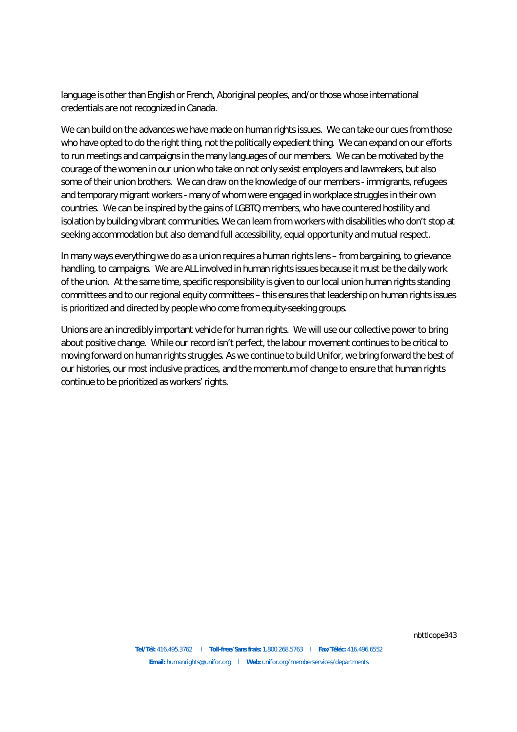language is other than English or French, Aboriginal peoples, and/or those whose international credentials are not recognized in Canada.

We can build on the advances we have made on human rights issues. We can take our cues from those who have opted to do the right thing, not the politically expedient thing. We can expand on our efforts to run meetings and campaigns in the many languages of our members. We can be motivated by the courage of the women in our union who take on not only sexist employers and lawmakers, but also some of their union brothers. We can draw on the knowledge of our members - immigrants, refugees and temporary migrant workers - many of whom were engaged in workplace struggles in their own countries. We can be inspired by the gains of LGBTQ members, who have countered hostility and isolation by building vibrant communities. We can learn from workers with disabilities who don't stop at seeking accommodation but also demand full accessibility, equal opportunity and mutual respect.

In many ways everything we do as a union requires a human rights lens – from bargaining, to grievance handling, to campaigns. We are ALL involved in human rights issues because it must be the daily work of the union. At the same time, specific responsibility is given to our local union human rights standing committees and to our regional equity committees – this ensures that leadership on human rights issues is prioritized and directed by people who come from equity-seeking groups.

Unions are an incredibly important vehicle for human rights. We will use our collective power to bring about positive change. While our record isn't perfect, the labour movement continues to be critical to moving forward on human rights struggles. As we continue to build Unifor, we bring forward the best of our histories, our most inclusive practices, and the momentum of change to ensure that human rights continue to be prioritized as workers' rights.

nbttlcope343

**Tel/Tél:** 416.495.3762 | **Toll-free/Sans frais:** 1.800.268.5763 | **Fax/Téléc:** 416.496.6552

**Email:** humanrights@unifor.org | **Web:** unifor.org/memberservices/departments